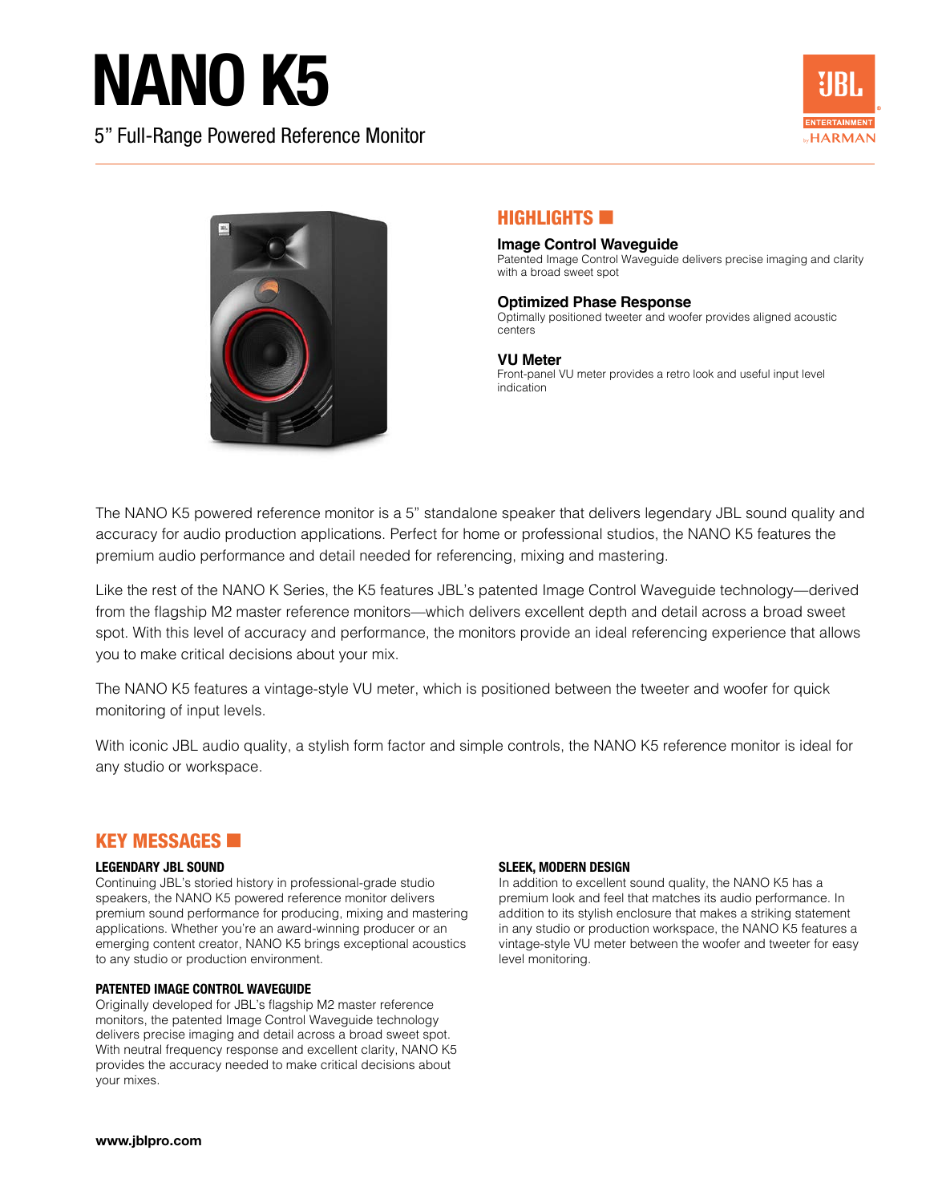# NANO K5

5" Full-Range Powered Reference Monitor

## HIGHLIGHTS

**Image Control Waveguide**
Patented Image Control Waveguide delivers precise imaging and clarity with a broad sweet spot

**Optimized Phase Response**
Optimally positioned tweeter and woofer provides aligned acoustic centers

**VU Meter**
Front-panel VU meter provides a retro look and useful input level indication

The NANO K5 powered reference monitor is a 5" standalone speaker that delivers legendary JBL sound quality and accuracy for audio production applications. Perfect for home or professional studios, the NANO K5 features the premium audio performance and detail needed for referencing, mixing and mastering.

Like the rest of the NANO K Series, the K5 features JBL's patented Image Control Waveguide technology—derived from the flagship M2 master reference monitors—which delivers excellent depth and detail across a broad sweet spot. With this level of accuracy and performance, the monitors provide an ideal referencing experience that allows you to make critical decisions about your mix.

The NANO K5 features a vintage-style VU meter, which is positioned between the tweeter and woofer for quick monitoring of input levels.

With iconic JBL audio quality, a stylish form factor and simple controls, the NANO K5 reference monitor is ideal for any studio or workspace.

## KEY MESSAGES

### LEGENDARY JBL SOUND

Continuing JBL's storied history in professional-grade studio speakers, the NANO K5 powered reference monitor delivers premium sound performance for producing, mixing and mastering applications. Whether you're an award-winning producer or an emerging content creator, NANO K5 brings exceptional acoustics to any studio or production environment.

### PATENTED IMAGE CONTROL WAVEGUIDE

Originally developed for JBL's flagship M2 master reference monitors, the patented Image Control Waveguide technology delivers precise imaging and detail across a broad sweet spot. With neutral frequency response and excellent clarity, NANO K5 provides the accuracy needed to make critical decisions about your mixes.

### SLEEK, MODERN DESIGN

In addition to excellent sound quality, the NANO K5 has a premium look and feel that matches its audio performance. In addition to its stylish enclosure that makes a striking statement in any studio or production workspace, the NANO K5 features a vintage-style VU meter between the woofer and tweeter for easy level monitoring.

**www.jblpro.com**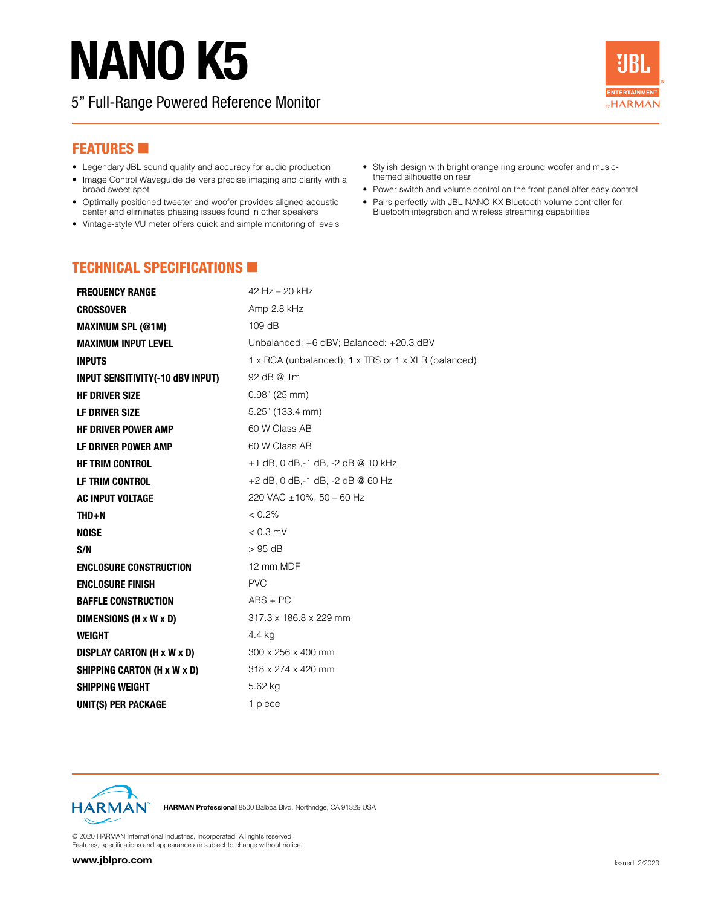# NANO K5

5" Full-Range Powered Reference Monitor

## FEATURES

- Legendary JBL sound quality and accuracy for audio production
- Image Control Waveguide delivers precise imaging and clarity with a broad sweet spot
- Optimally positioned tweeter and woofer provides aligned acoustic center and eliminates phasing issues found in other speakers
- Vintage-style VU meter offers quick and simple monitoring of levels
- Stylish design with bright orange ring around woofer and music-themed silhouette on rear
- Power switch and volume control on the front panel offer easy control
- Pairs perfectly with JBL NANO KX Bluetooth volume controller for Bluetooth integration and wireless streaming capabilities

## TECHNICAL SPECIFICATIONS

| | |
|---|---|
| **FREQUENCY RANGE** | 42 Hz – 20 kHz |
| **CROSSOVER** | Amp 2.8 kHz |
| **MAXIMUM SPL (@1M)** | 109 dB |
| **MAXIMUM INPUT LEVEL** | Unbalanced: +6 dBV; Balanced: +20.3 dBV |
| **INPUTS** | 1 x RCA (unbalanced); 1 x TRS or 1 x XLR (balanced) |
| **INPUT SENSITIVITY(-10 dBV INPUT)** | 92 dB @ 1m |
| **HF DRIVER SIZE** | 0.98" (25 mm) |
| **LF DRIVER SIZE** | 5.25" (133.4 mm) |
| **HF DRIVER POWER AMP** | 60 W Class AB |
| **LF DRIVER POWER AMP** | 60 W Class AB |
| **HF TRIM CONTROL** | +1 dB, 0 dB,-1 dB, -2 dB @ 10 kHz |
| **LF TRIM CONTROL** | +2 dB, 0 dB,-1 dB, -2 dB @ 60 Hz |
| **AC INPUT VOLTAGE** | 220 VAC ±10%, 50 – 60 Hz |
| **THD+N** | < 0.2% |
| **NOISE** | < 0.3 mV |
| **S/N** | > 95 dB |
| **ENCLOSURE CONSTRUCTION** | 12 mm MDF |
| **ENCLOSURE FINISH** | PVC |
| **BAFFLE CONSTRUCTION** | ABS + PC |
| **DIMENSIONS (H x W x D)** | 317.3 x 186.8 x 229 mm |
| **WEIGHT** | 4.4 kg |
| **DISPLAY CARTON (H x W x D)** | 300 x 256 x 400 mm |
| **SHIPPING CARTON (H x W x D)** | 318 x 274 x 420 mm |
| **SHIPPING WEIGHT** | 5.62 kg |
| **UNIT(S) PER PACKAGE** | 1 piece |

**HARMAN Professional** 8500 Balboa Blvd. Northridge, CA 91329 USA

© 2020 HARMAN International Industries, Incorporated. All rights reserved.
Features, specifications and appearance are subject to change without notice.

**www.jblpro.com**

Issued: 2/2020